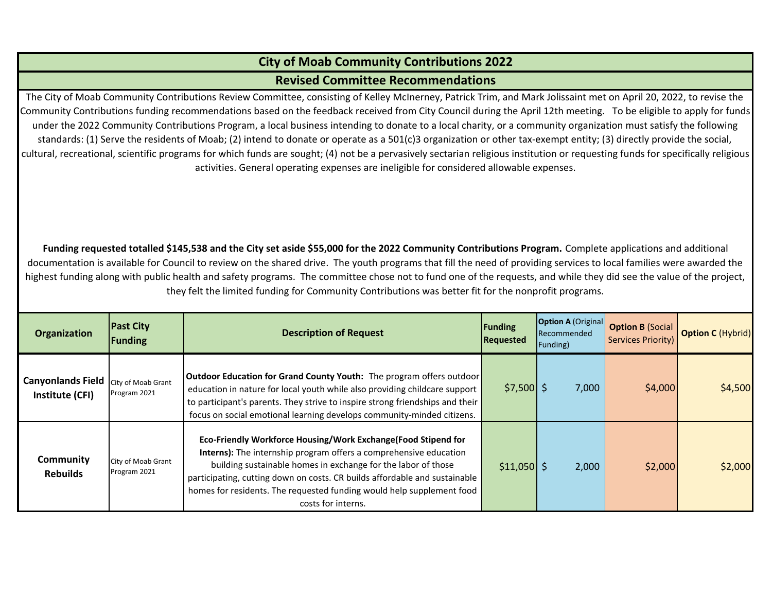# City of Moab Community Contributions 2022

## Revised Committee Recommendations

The City of Moab Community Contributions Review Committee, consisting of Kelley McInerney, Patrick Trim, and Mark Jolissaint met on April 20, 2022, to revise the Community Contributions funding recommendations based on the feedback received from City Council during the April 12th meeting. To be eligible to apply for funds under the 2022 Community Contributions Program, a local business intending to donate to a local charity, or a community organization must satisfy the following standards: (1) Serve the residents of Moab; (2) intend to donate or operate as a 501(c)3 organization or other tax-exempt entity; (3) directly provide the social, cultural, recreational, scientific programs for which funds are sought; (4) not be a pervasively sectarian religious institution or requesting funds for specifically religious activities. General operating expenses are ineligible for considered allowable expenses.

**Funding requested totalled $145,538 and the City set aside $55,000 for the 2022 Community Contributions Program.** Complete applications and additional documentation is available for Council to review on the shared drive. The youth programs that fill the need of providing services to local families were awarded the highest funding along with public health and safety programs. The committee chose not to fund one of the requests, and while they did see the value of the project, they felt the limited funding for Community Contributions was better fit for the nonprofit programs.

| Organization | Past City Funding | Description of Request | Funding Requested | Option A (Original Recommended Funding) | Option B (Social Services Priority) | Option C (Hybrid) |
|---|---|---|---|---|---|---|
| **Canyonlands Field Institute (CFI)** | City of Moab Grant Program 2021 | **Outdoor Education for Grand County Youth:** The program offers outdoor education in nature for local youth while also providing childcare support to participant's parents. They strive to inspire strong friendships and their focus on social emotional learning develops community-minded citizens. | $7,500 | $ 7,000 | $4,000 | $4,500 |
| **Community Rebuilds** | City of Moab Grant Program 2021 | **Eco-Friendly Workforce Housing/Work Exchange(Food Stipend for Interns):** The internship program offers a comprehensive education building sustainable homes in exchange for the labor of those participating, cutting down on costs. CR builds affordable and sustainable homes for residents. The requested funding would help supplement food costs for interns. | $11,050 | $ 2,000 | $2,000 | $2,000 |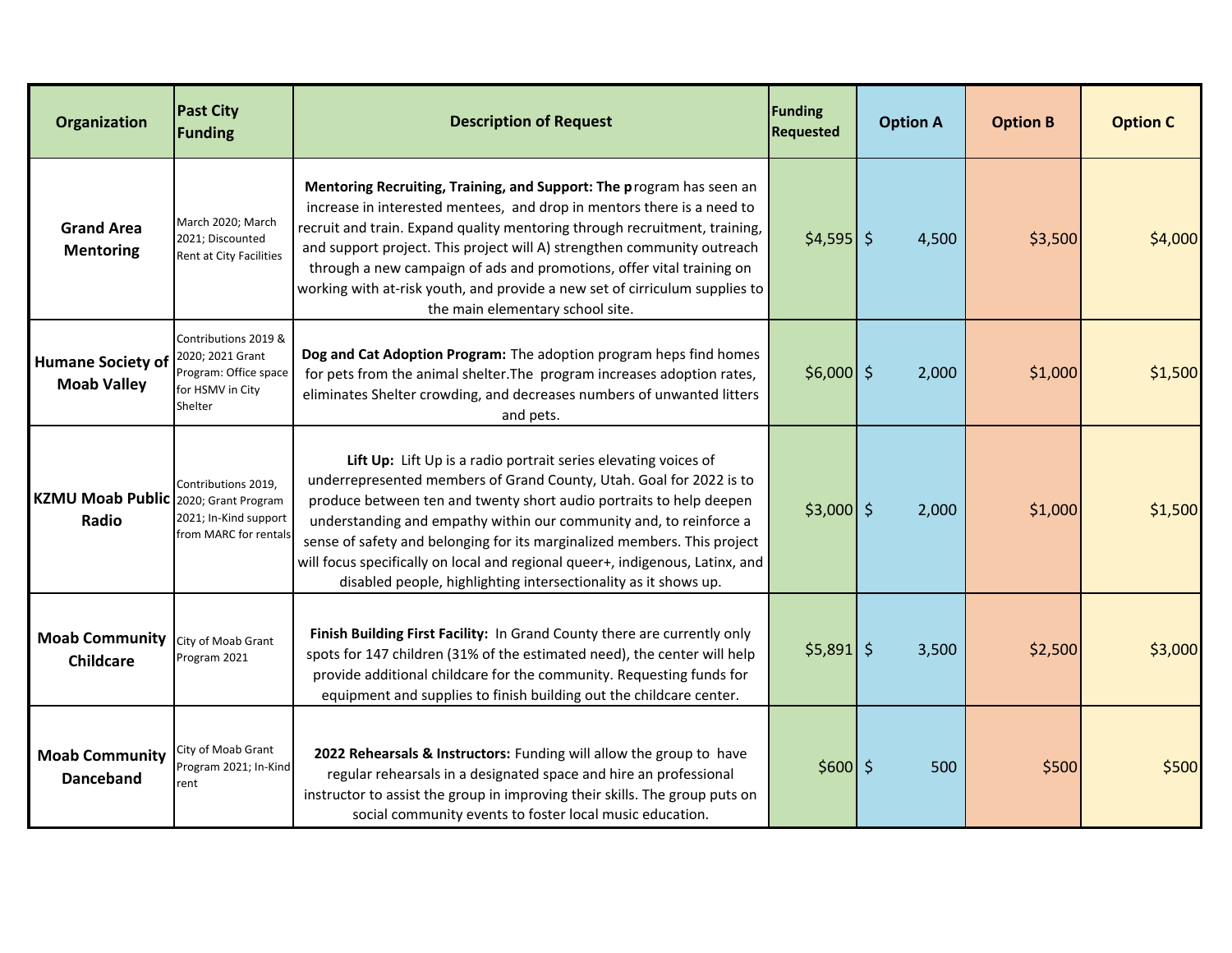| Organization | Past City Funding | Description of Request | Funding Requested | Option A | Option B | Option C |
|---|---|---|---|---|---|---|
| Grand Area Mentoring | March 2020; March 2021; Discounted Rent at City Facilities | **Mentoring Recruiting, Training, and Support: The p**rogram has seen an increase in interested mentees, and drop in mentors there is a need to recruit and train. Expand quality mentoring through recruitment, training, and support project. This project will A) strengthen community outreach through a new campaign of ads and promotions, offer vital training on working with at-risk youth, and provide a new set of cirriculum supplies to the main elementary school site. | $4,595 | $ 4,500 | $3,500 | $4,000 |
| Humane Society of Moab Valley | Contributions 2019 & 2020; 2021 Grant Program: Office space for HSMV in City Shelter | **Dog and Cat Adoption Program:** The adoption program heps find homes for pets from the animal shelter.The program increases adoption rates, eliminates Shelter crowding, and decreases numbers of unwanted litters and pets. | $6,000 | $ 2,000 | $1,000 | $1,500 |
| KZMU Moab Public Radio | Contributions 2019, 2020; Grant Program 2021; In-Kind support from MARC for rentals | **Lift Up:** Lift Up is a radio portrait series elevating voices of underrepresented members of Grand County, Utah. Goal for 2022 is to produce between ten and twenty short audio portraits to help deepen understanding and empathy within our community and, to reinforce a sense of safety and belonging for its marginalized members. This project will focus specifically on local and regional queer+, indigenous, Latinx, and disabled people, highlighting intersectionality as it shows up. | $3,000 | $ 2,000 | $1,000 | $1,500 |
| Moab Community Childcare | City of Moab Grant Program 2021 | **Finish Building First Facility:** In Grand County there are currently only spots for 147 children (31% of the estimated need), the center will help provide additional childcare for the community. Requesting funds for equipment and supplies to finish building out the childcare center. | $5,891 | $ 3,500 | $2,500 | $3,000 |
| Moab Community Danceband | City of Moab Grant Program 2021; In-Kind rent | **2022 Rehearsals & Instructors:** Funding will allow the group to have regular rehearsals in a designated space and hire an professional instructor to assist the group in improving their skills. The group puts on social community events to foster local music education. | $600 | $ 500 | $500 | $500 |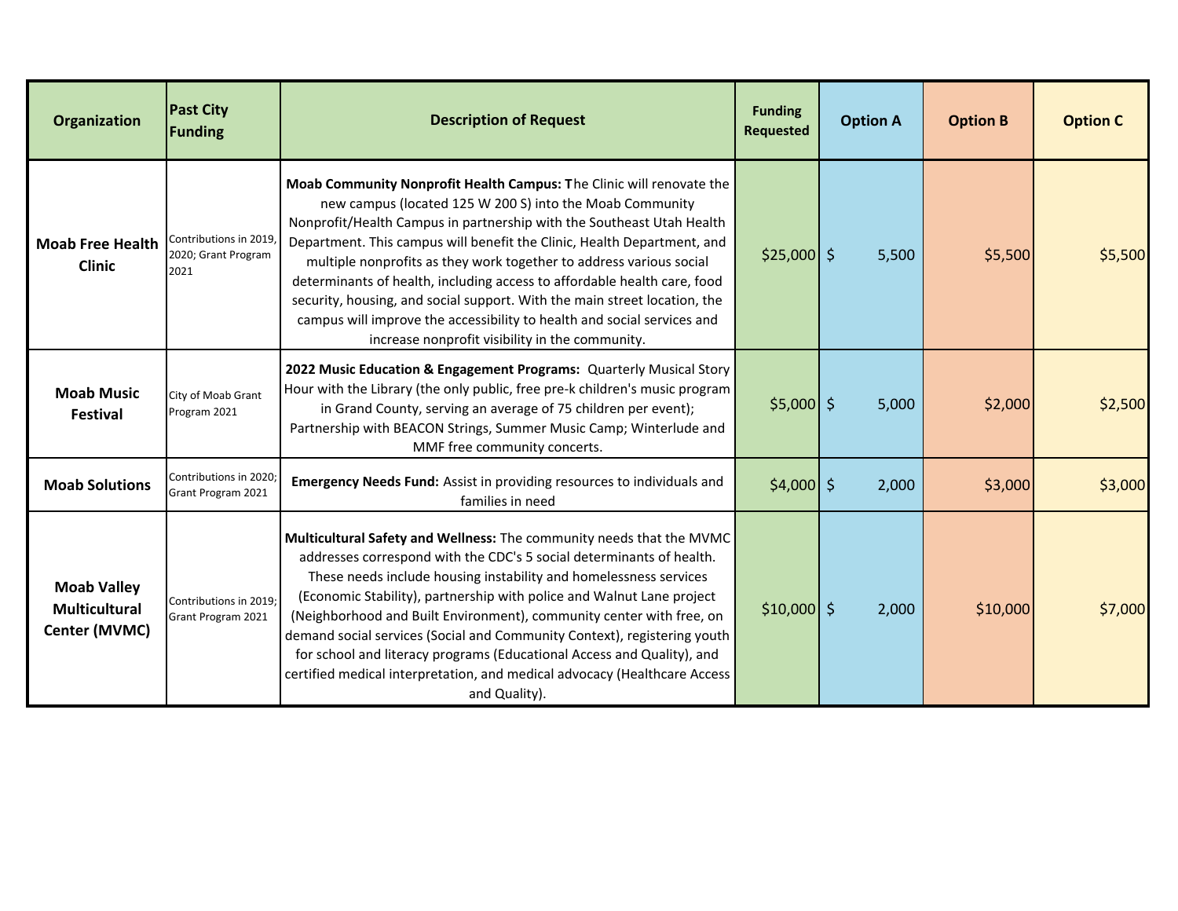| Organization | Past City Funding | Description of Request | Funding Requested | Option A | Option B | Option C |
|---|---|---|---|---|---|---|
| Moab Free Health Clinic | Contributions in 2019, 2020; Grant Program 2021 | **Moab Community Nonprofit Health Campus: T**he Clinic will renovate the new campus (located 125 W 200 S) into the Moab Community Nonprofit/Health Campus in partnership with the Southeast Utah Health Department. This campus will benefit the Clinic, Health Department, and multiple nonprofits as they work together to address various social determinants of health, including access to affordable health care, food security, housing, and social support. With the main street location, the campus will improve the accessibility to health and social services and increase nonprofit visibility in the community. | $25,000 | $ 5,500 | $5,500 | $5,500 |
| Moab Music Festival | City of Moab Grant Program 2021 | **2022 Music Education & Engagement Programs:** Quarterly Musical Story Hour with the Library (the only public, free pre-k children's music program in Grand County, serving an average of 75 children per event); Partnership with BEACON Strings, Summer Music Camp; Winterlude and MMF free community concerts. | $5,000 | $ 5,000 | $2,000 | $2,500 |
| Moab Solutions | Contributions in 2020; Grant Program 2021 | **Emergency Needs Fund:** Assist in providing resources to individuals and families in need | $4,000 | $ 2,000 | $3,000 | $3,000 |
| Moab Valley Multicultural Center (MVMC) | Contributions in 2019; Grant Program 2021 | **Multicultural Safety and Wellness:** The community needs that the MVMC addresses correspond with the CDC's 5 social determinants of health. These needs include housing instability and homelessness services (Economic Stability), partnership with police and Walnut Lane project (Neighborhood and Built Environment), community center with free, on demand social services (Social and Community Context), registering youth for school and literacy programs (Educational Access and Quality), and certified medical interpretation, and medical advocacy (Healthcare Access and Quality). | $10,000 | $ 2,000 | $10,000 | $7,000 |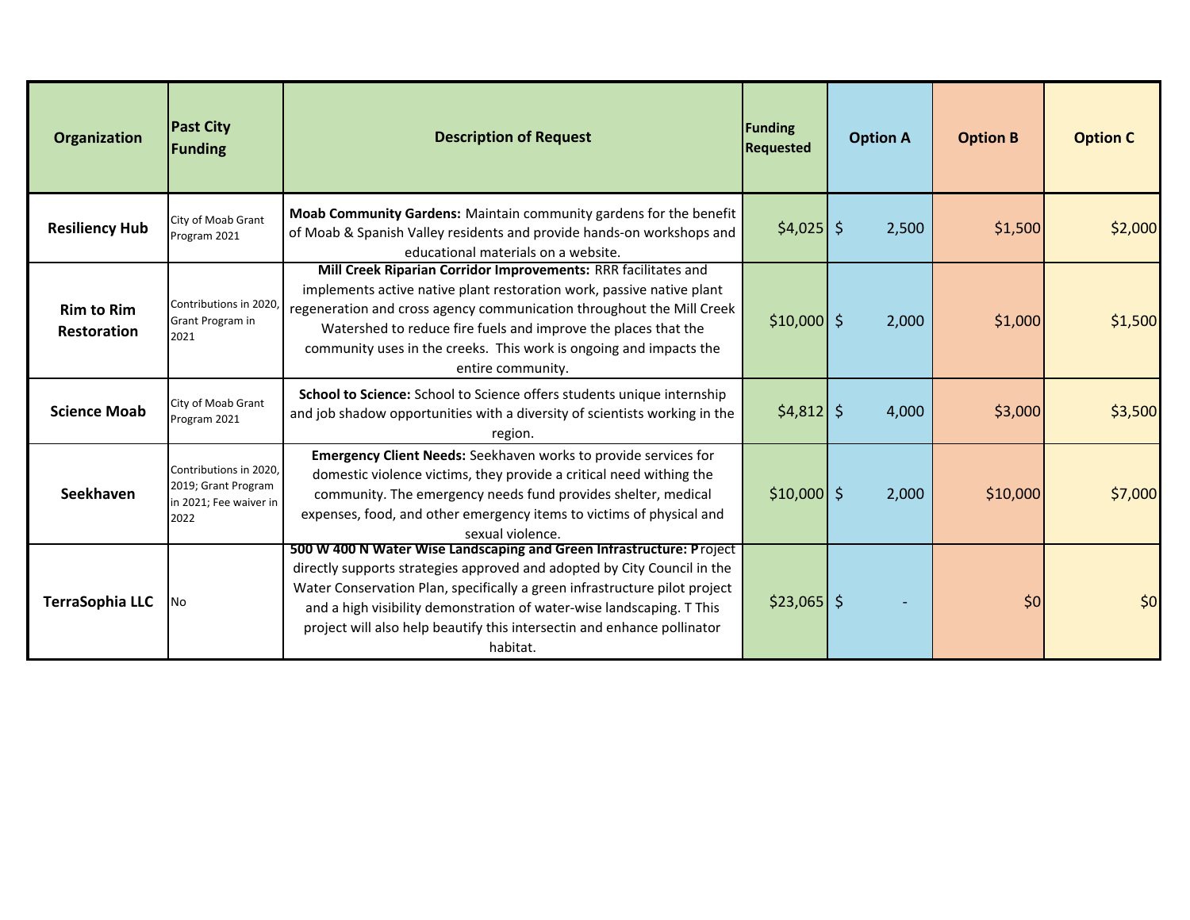| Organization | Past City Funding | Description of Request | Funding Requested | Option A | Option B | Option C |
|---|---|---|---|---|---|---|
| **Resiliency Hub** | City of Moab Grant Program 2021 | **Moab Community Gardens:** Maintain community gardens for the benefit of Moab & Spanish Valley residents and provide hands-on workshops and educational materials on a website. | $4,025 | $ 2,500 | $1,500 | $2,000 |
| **Rim to Rim Restoration** | Contributions in 2020, Grant Program in 2021 | **Mill Creek Riparian Corridor Improvements:** RRR facilitates and implements active native plant restoration work, passive native plant regeneration and cross agency communication throughout the Mill Creek Watershed to reduce fire fuels and improve the places that the community uses in the creeks. This work is ongoing and impacts the entire community. | $10,000 | $ 2,000 | $1,000 | $1,500 |
| **Science Moab** | City of Moab Grant Program 2021 | **School to Science:** School to Science offers students unique internship and job shadow opportunities with a diversity of scientists working in the region. | $4,812 | $ 4,000 | $3,000 | $3,500 |
| **Seekhaven** | Contributions in 2020, 2019; Grant Program in 2021; Fee waiver in 2022 | **Emergency Client Needs:** Seekhaven works to provide services for domestic violence victims, they provide a critical need withing the community. The emergency needs fund provides shelter, medical expenses, food, and other emergency items to victims of physical and sexual violence. | $10,000 | $ 2,000 | $10,000 | $7,000 |
| **TerraSophia LLC** | No | **500 W 400 N Water Wise Landscaping and Green Infrastructure: P**roject directly supports strategies approved and adopted by City Council in the Water Conservation Plan, specifically a green infrastructure pilot project and a high visibility demonstration of water-wise landscaping. T This project will also help beautify this intersectin and enhance pollinator habitat. | $23,065 | $ - | $0 | $0 |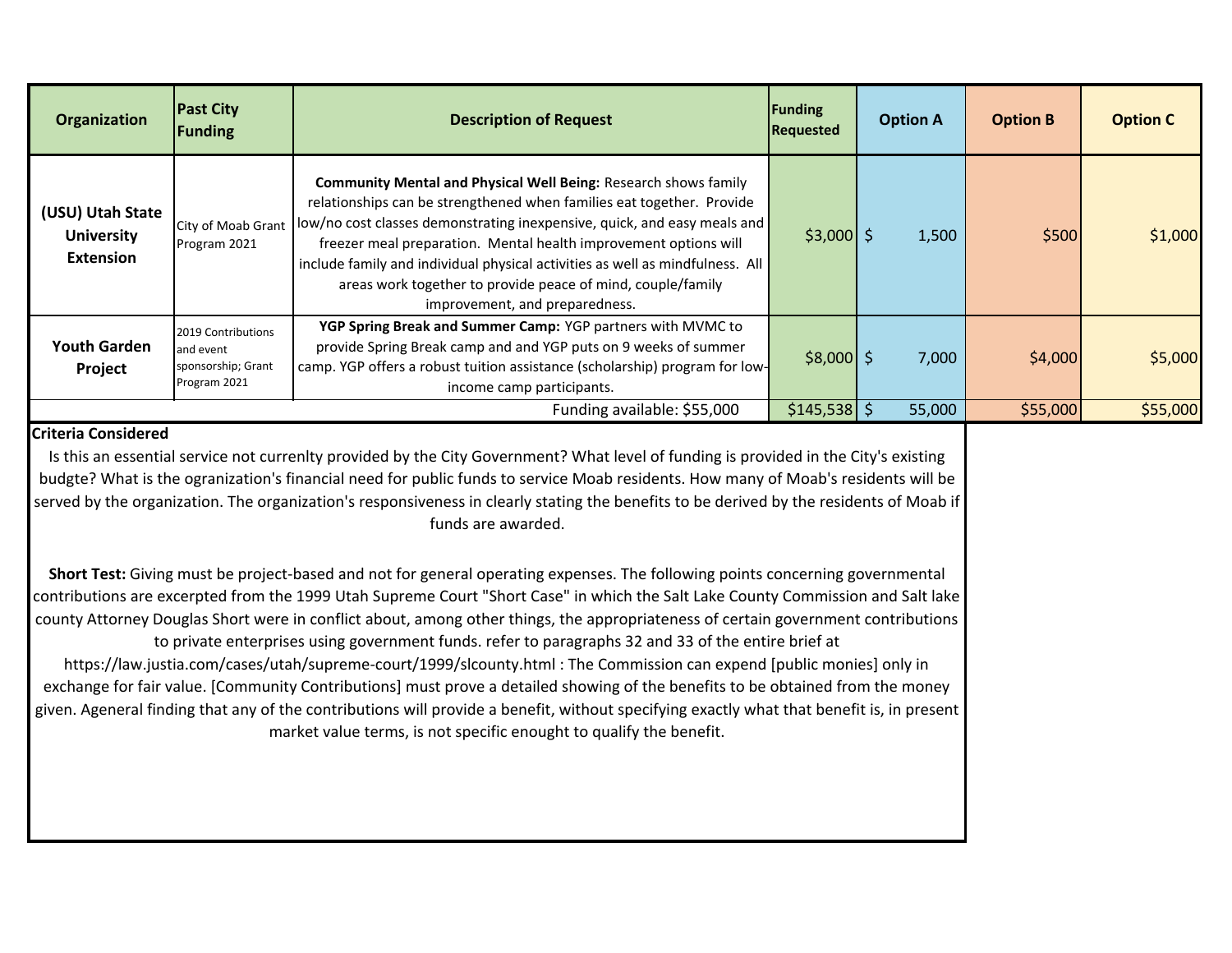| Organization | Past City Funding | Description of Request | Funding Requested | Option A | Option B | Option C |
|---|---|---|---|---|---|---|
| (USU) Utah State University Extension | City of Moab Grant Program 2021 | **Community Mental and Physical Well Being:** Research shows family relationships can be strengthened when families eat together. Provide low/no cost classes demonstrating inexpensive, quick, and easy meals and freezer meal preparation. Mental health improvement options will include family and individual physical activities as well as mindfulness. All areas work together to provide peace of mind, couple/family improvement, and preparedness. | $3,000 | $ 1,500 | $500 | $1,000 |
| Youth Garden Project | 2019 Contributions and event sponsorship; Grant Program 2021 | **YGP Spring Break and Summer Camp:** YGP partners with MVMC to provide Spring Break camp and and YGP puts on 9 weeks of summer camp. YGP offers a robust tuition assistance (scholarship) program for low-income camp participants. | $8,000 | $ 7,000 | $4,000 | $5,000 |
| | | Funding available: $55,000 | $145,538 | $ 55,000 | $55,000 | $55,000 |

**Criteria Considered**

Is this an essential service not currenlty provided by the City Government? What level of funding is provided in the City's existing budgte? What is the ogranization's financial need for public funds to service Moab residents. How many of Moab's residents will be served by the organization. The organization's responsiveness in clearly stating the benefits to be derived by the residents of Moab if funds are awarded.

**Short Test:** Giving must be project-based and not for general operating expenses. The following points concerning governmental contributions are excerpted from the 1999 Utah Supreme Court "Short Case" in which the Salt Lake County Commission and Salt lake county Attorney Douglas Short were in conflict about, among other things, the appropriateness of certain government contributions to private enterprises using government funds. refer to paragraphs 32 and 33 of the entire brief at https://law.justia.com/cases/utah/supreme-court/1999/slcounty.html : The Commission can expend [public monies] only in exchange for fair value. [Community Contributions] must prove a detailed showing of the benefits to be obtained from the money given. Ageneral finding that any of the contributions will provide a benefit, without specifying exactly what that benefit is, in present market value terms, is not specific enought to qualify the benefit.